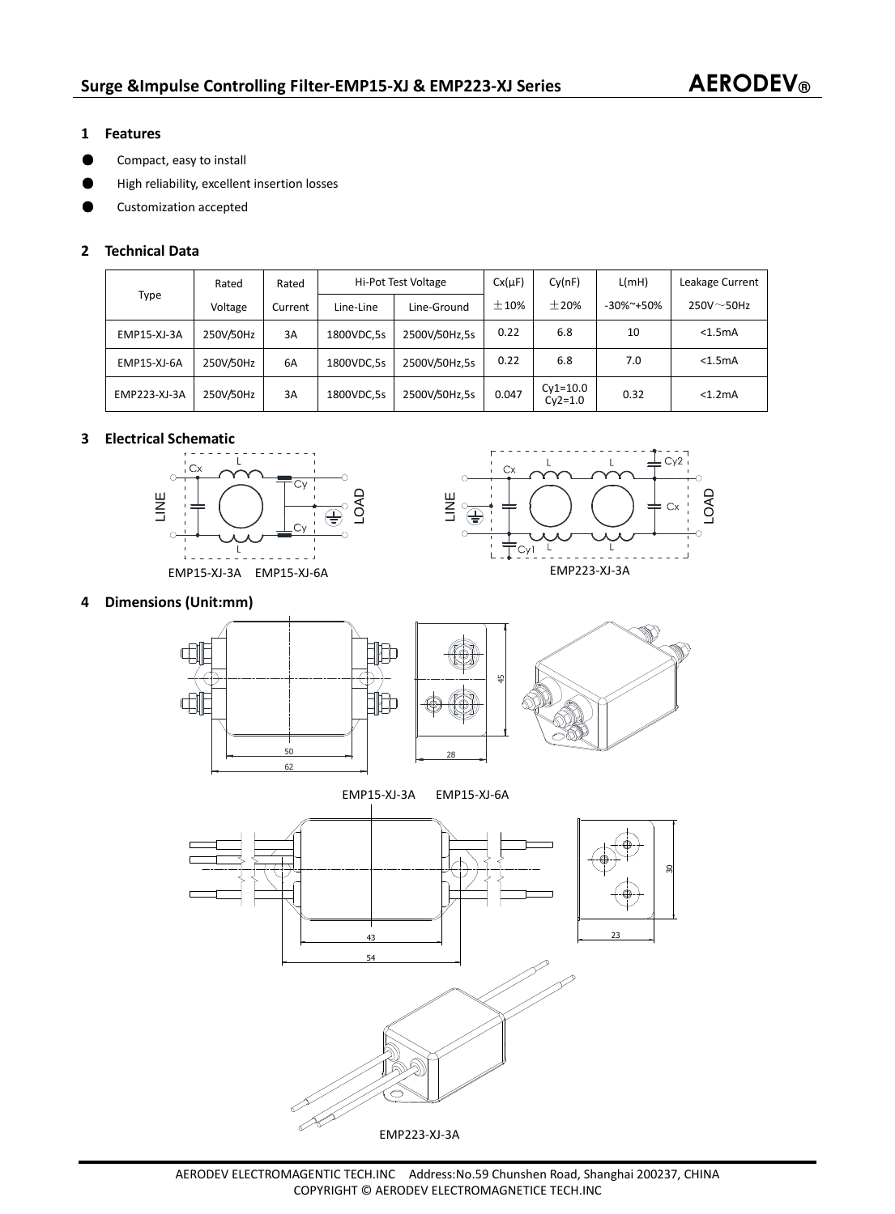## Surge &Impulse Controlling Filter-EMP15-XJ & EMP223-XJ Series

**AERODEV®**

### 1 Features

- Compact, easy to install
- High reliability, excellent insertion losses
- Customization accepted

### 2 Technical Data

| Type | Rated Voltage | Rated Current | Hi-Pot Test Voltage | | Cx(μF) | Cy(nF) | L(mH) | Leakage Current |
|---|---|---|---|---|---|---|---|---|
| | | | Line-Line | Line-Ground | ±10% | ±20% | -30%~+50% | 250V～50Hz |
| EMP15-XJ-3A | 250V/50Hz | 3A | 1800VDC,5s | 2500V/50Hz,5s | 0.22 | 6.8 | 10 | <1.5mA |
| EMP15-XJ-6A | 250V/50Hz | 6A | 1800VDC,5s | 2500V/50Hz,5s | 0.22 | 6.8 | 7.0 | <1.5mA |
| EMP223-XJ-3A | 250V/50Hz | 3A | 1800VDC,5s | 2500V/50Hz,5s | 0.047 | Cy1=10.0 Cy2=1.0 | 0.32 | <1.2mA |

### 3 Electrical Schematic

EMP15-XJ-3A EMP15-XJ-6A

EMP223-XJ-3A

### 4 Dimensions (Unit:mm)

EMP15-XJ-3A EMP15-XJ-6A

EMP223-XJ-3A

AERODEV ELECTROMAGENTIC TECH.INC Address:No.59 Chunshen Road, Shanghai 200237, CHINA
COPYRIGHT © AERODEV ELECTROMAGNETICE TECH.INC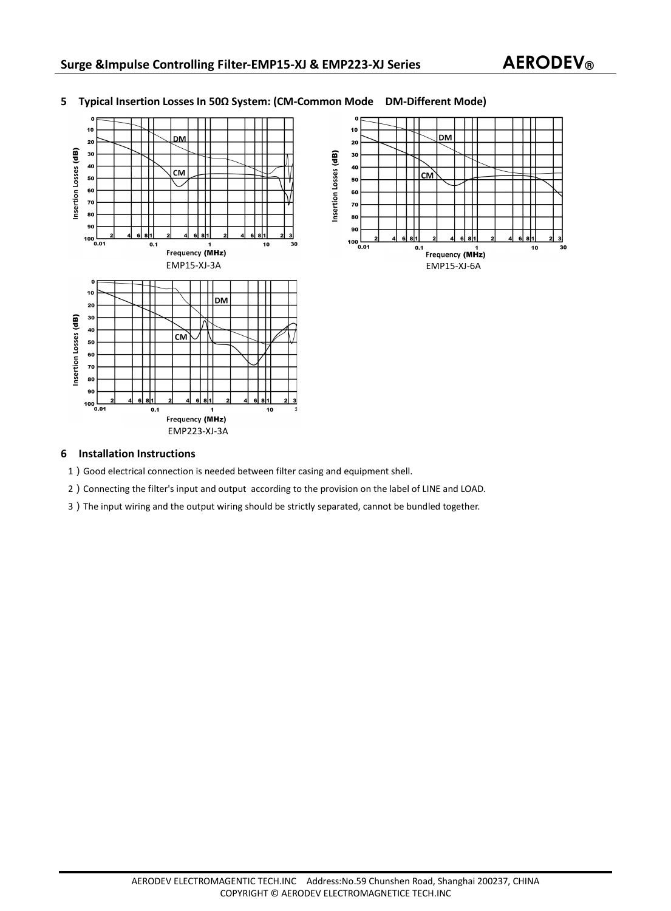## 5 Typical Insertion Losses In 50Ω System: (CM-Common Mode DM-Different Mode)

Insertion Losses (dB)
0
10
20
30
40
50
60
70
80
90
100
0.01 2 4 6 8 1 2 4 6 8 1 2 4 6 8 1 2 3
0.01 0.1 1 10 30
Frequency (MHz)
DM
CM

EMP15-XJ-3A

Insertion Losses (dB)
0
10
20
30
40
50
60
70
80
90
100
0.01 2 4 6 8 1 2 4 6 8 1 2 4 6 8 1 2 3
0.01 0.1 1 10 30
Frequency (MHz)
DM
CM

EMP15-XJ-6A

Insertion Losses (dB)
0
10
20
30
40
50
60
70
80
90
100
0.01 2 4 6 8 1 2 4 6 8 1 2 4 6 8 1 2 3
0.01 0.1 1 10 3
Frequency (MHz)
DM
CM

EMP223-XJ-3A

## 6 Installation Instructions

1）Good electrical connection is needed between filter casing and equipment shell.

2）Connecting the filter's input and output according to the provision on the label of LINE and LOAD.

3）The input wiring and the output wiring should be strictly separated, cannot be bundled together.